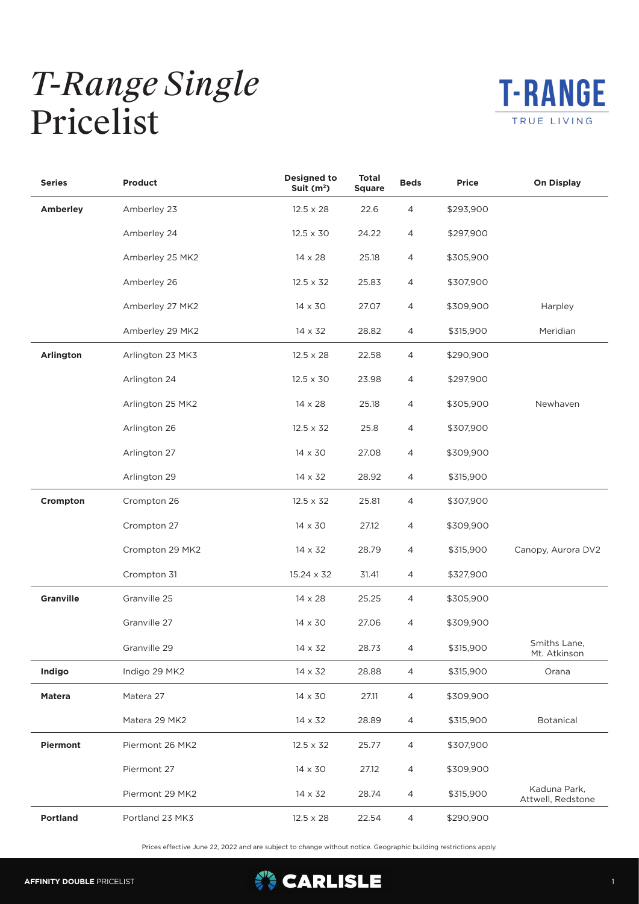# *T-Range Single* Pricelist

T-RANGE
TRUE LIVING

| Series | Product | Designed to Suit (m²) | Total Square | Beds | Price | On Display |
|---|---|---|---|---|---|---|
| **Amberley** | Amberley 23 | 12.5 x 28 | 22.6 | 4 | $293,900 | |
| | Amberley 24 | 12.5 x 30 | 24.22 | 4 | $297,900 | |
| | Amberley 25 MK2 | 14 x 28 | 25.18 | 4 | $305,900 | |
| | Amberley 26 | 12.5 x 32 | 25.83 | 4 | $307,900 | |
| | Amberley 27 MK2 | 14 x 30 | 27.07 | 4 | $309,900 | Harpley |
| | Amberley 29 MK2 | 14 x 32 | 28.82 | 4 | $315,900 | Meridian |
| **Arlington** | Arlington 23 MK3 | 12.5 x 28 | 22.58 | 4 | $290,900 | |
| | Arlington 24 | 12.5 x 30 | 23.98 | 4 | $297,900 | |
| | Arlington 25 MK2 | 14 x 28 | 25.18 | 4 | $305,900 | Newhaven |
| | Arlington 26 | 12.5 x 32 | 25.8 | 4 | $307,900 | |
| | Arlington 27 | 14 x 30 | 27.08 | 4 | $309,900 | |
| | Arlington 29 | 14 x 32 | 28.92 | 4 | $315,900 | |
| **Crompton** | Crompton 26 | 12.5 x 32 | 25.81 | 4 | $307,900 | |
| | Crompton 27 | 14 x 30 | 27.12 | 4 | $309,900 | |
| | Crompton 29 MK2 | 14 x 32 | 28.79 | 4 | $315,900 | Canopy, Aurora DV2 |
| | Crompton 31 | 15.24 x 32 | 31.41 | 4 | $327,900 | |
| **Granville** | Granville 25 | 14 x 28 | 25.25 | 4 | $305,900 | |
| | Granville 27 | 14 x 30 | 27.06 | 4 | $309,900 | |
| | Granville 29 | 14 x 32 | 28.73 | 4 | $315,900 | Smiths Lane, Mt. Atkinson |
| **Indigo** | Indigo 29 MK2 | 14 x 32 | 28.88 | 4 | $315,900 | Orana |
| **Matera** | Matera 27 | 14 x 30 | 27.11 | 4 | $309,900 | |
| | Matera 29 MK2 | 14 x 32 | 28.89 | 4 | $315,900 | Botanical |
| **Piermont** | Piermont 26 MK2 | 12.5 x 32 | 25.77 | 4 | $307,900 | |
| | Piermont 27 | 14 x 30 | 27.12 | 4 | $309,900 | |
| | Piermont 29 MK2 | 14 x 32 | 28.74 | 4 | $315,900 | Kaduna Park, Attwell, Redstone |
| **Portland** | Portland 23 MK3 | 12.5 x 28 | 22.54 | 4 | $290,900 | |

Prices effective June 22, 2022 and are subject to change without notice. Geographic building restrictions apply.

**AFFINITY DOUBLE** PRICELIST

CARLISLE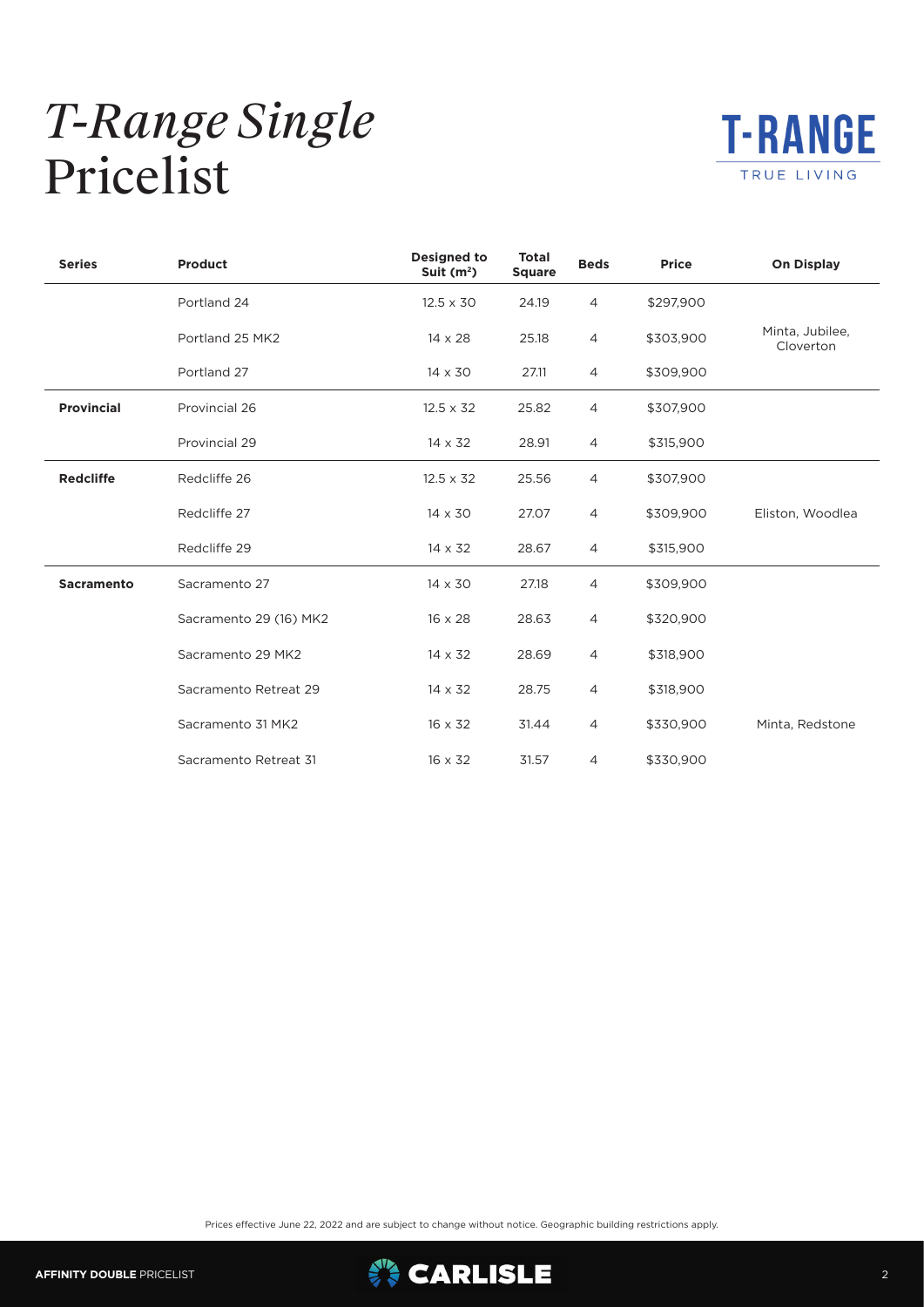# *T-Range Single* Pricelist

T-RANGE
TRUE LIVING

| Series | Product | Designed to Suit ($m^2$) | Total Square | Beds | Price | On Display |
|---|---|---|---|---|---|---|
| | Portland 24 | 12.5 x 30 | 24.19 | 4 | $297,900 | |
| | Portland 25 MK2 | 14 x 28 | 25.18 | 4 | $303,900 | Minta, Jubilee, Cloverton |
| | Portland 27 | 14 x 30 | 27.11 | 4 | $309,900 | |
| **Provincial** | Provincial 26 | 12.5 x 32 | 25.82 | 4 | $307,900 | |
| | Provincial 29 | 14 x 32 | 28.91 | 4 | $315,900 | |
| **Redcliffe** | Redcliffe 26 | 12.5 x 32 | 25.56 | 4 | $307,900 | |
| | Redcliffe 27 | 14 x 30 | 27.07 | 4 | $309,900 | Eliston, Woodlea |
| | Redcliffe 29 | 14 x 32 | 28.67 | 4 | $315,900 | |
| **Sacramento** | Sacramento 27 | 14 x 30 | 27.18 | 4 | $309,900 | |
| | Sacramento 29 (16) MK2 | 16 x 28 | 28.63 | 4 | $320,900 | |
| | Sacramento 29 MK2 | 14 x 32 | 28.69 | 4 | $318,900 | |
| | Sacramento Retreat 29 | 14 x 32 | 28.75 | 4 | $318,900 | |
| | Sacramento 31 MK2 | 16 x 32 | 31.44 | 4 | $330,900 | Minta, Redstone |
| | Sacramento Retreat 31 | 16 x 32 | 31.57 | 4 | $330,900 | |

Prices effective June 22, 2022 and are subject to change without notice. Geographic building restrictions apply.